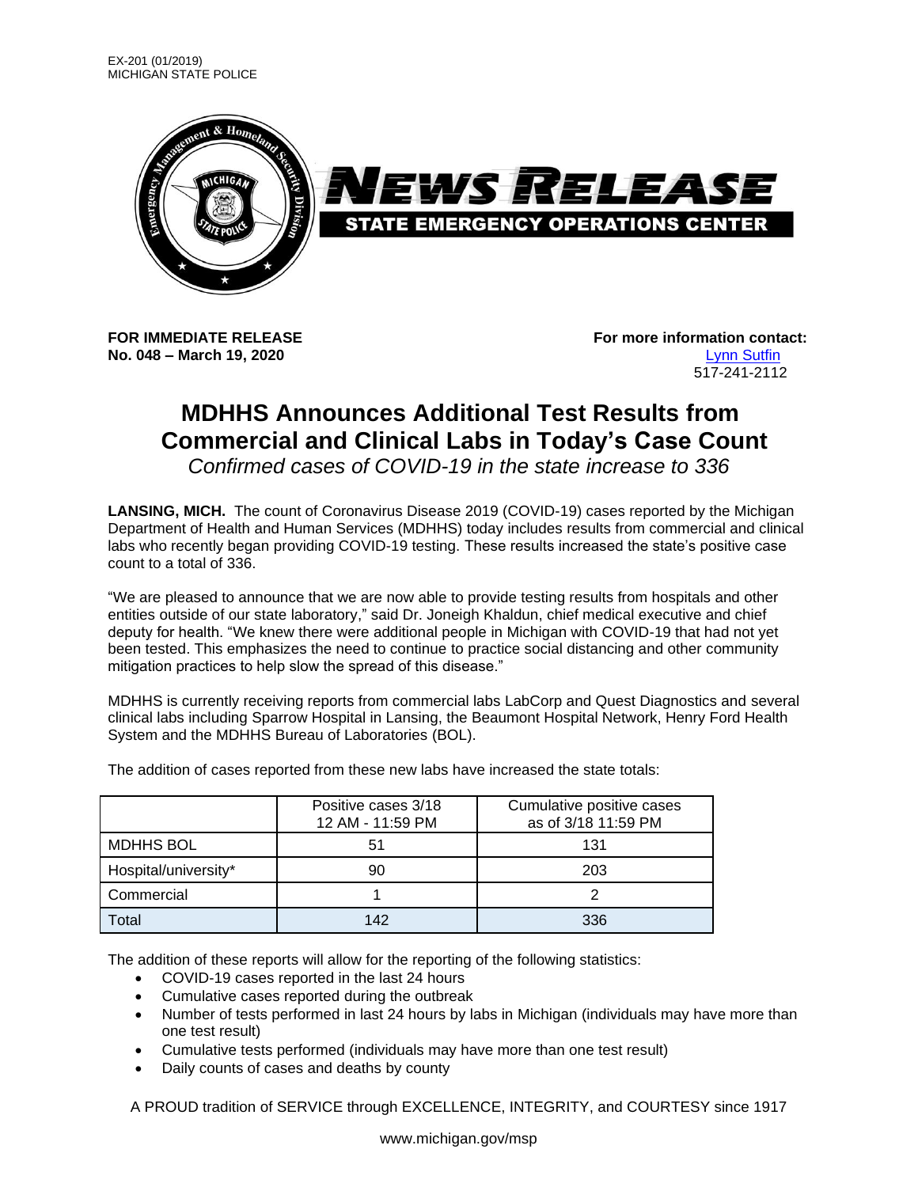EX-201 (01/2019)
MICHIGAN STATE POLICE

# NEWS RELEASE

## STATE EMERGENCY OPERATIONS CENTER

**FOR IMMEDIATE RELEASE**
**No. 048 – March 19, 2020**

**For more information contact:**
Lynn Sutfin
517-241-2112

# MDHHS Announces Additional Test Results from Commercial and Clinical Labs in Today's Case Count

*Confirmed cases of COVID-19 in the state increase to 336*

**LANSING, MICH.** The count of Coronavirus Disease 2019 (COVID-19) cases reported by the Michigan Department of Health and Human Services (MDHHS) today includes results from commercial and clinical labs who recently began providing COVID-19 testing. These results increased the state's positive case count to a total of 336.

"We are pleased to announce that we are now able to provide testing results from hospitals and other entities outside of our state laboratory," said Dr. Joneigh Khaldun, chief medical executive and chief deputy for health. "We knew there were additional people in Michigan with COVID-19 that had not yet been tested. This emphasizes the need to continue to practice social distancing and other community mitigation practices to help slow the spread of this disease."

MDHHS is currently receiving reports from commercial labs LabCorp and Quest Diagnostics and several clinical labs including Sparrow Hospital in Lansing, the Beaumont Hospital Network, Henry Ford Health System and the MDHHS Bureau of Laboratories (BOL).

The addition of cases reported from these new labs have increased the state totals:

| | Positive cases 3/18 12 AM - 11:59 PM | Cumulative positive cases as of 3/18 11:59 PM |
|---|---|---|
| MDHHS BOL | 51 | 131 |
| Hospital/university* | 90 | 203 |
| Commercial | 1 | 2 |
| Total | 142 | 336 |

The addition of these reports will allow for the reporting of the following statistics:

- COVID-19 cases reported in the last 24 hours
- Cumulative cases reported during the outbreak
- Number of tests performed in last 24 hours by labs in Michigan (individuals may have more than one test result)
- Cumulative tests performed (individuals may have more than one test result)
- Daily counts of cases and deaths by county

A PROUD tradition of SERVICE through EXCELLENCE, INTEGRITY, and COURTESY since 1917

www.michigan.gov/msp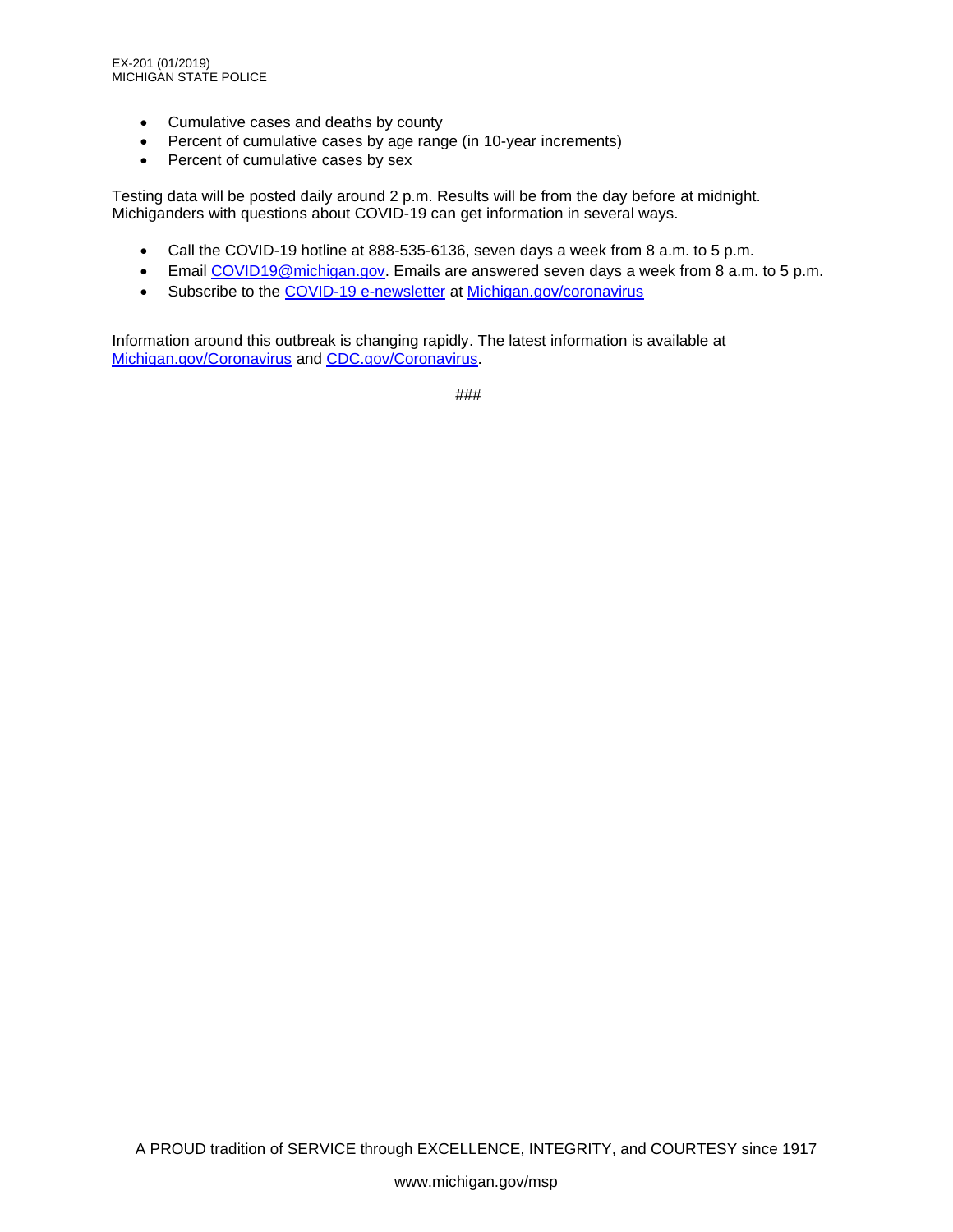- Cumulative cases and deaths by county
- Percent of cumulative cases by age range (in 10-year increments)
- Percent of cumulative cases by sex

Testing data will be posted daily around 2 p.m. Results will be from the day before at midnight. Michiganders with questions about COVID-19 can get information in several ways.

- Call the COVID-19 hotline at 888-535-6136, seven days a week from 8 a.m. to 5 p.m.
- Email COVID19@michigan.gov. Emails are answered seven days a week from 8 a.m. to 5 p.m.
- Subscribe to the COVID-19 e-newsletter at Michigan.gov/coronavirus

Information around this outbreak is changing rapidly. The latest information is available at Michigan.gov/Coronavirus and CDC.gov/Coronavirus.

###